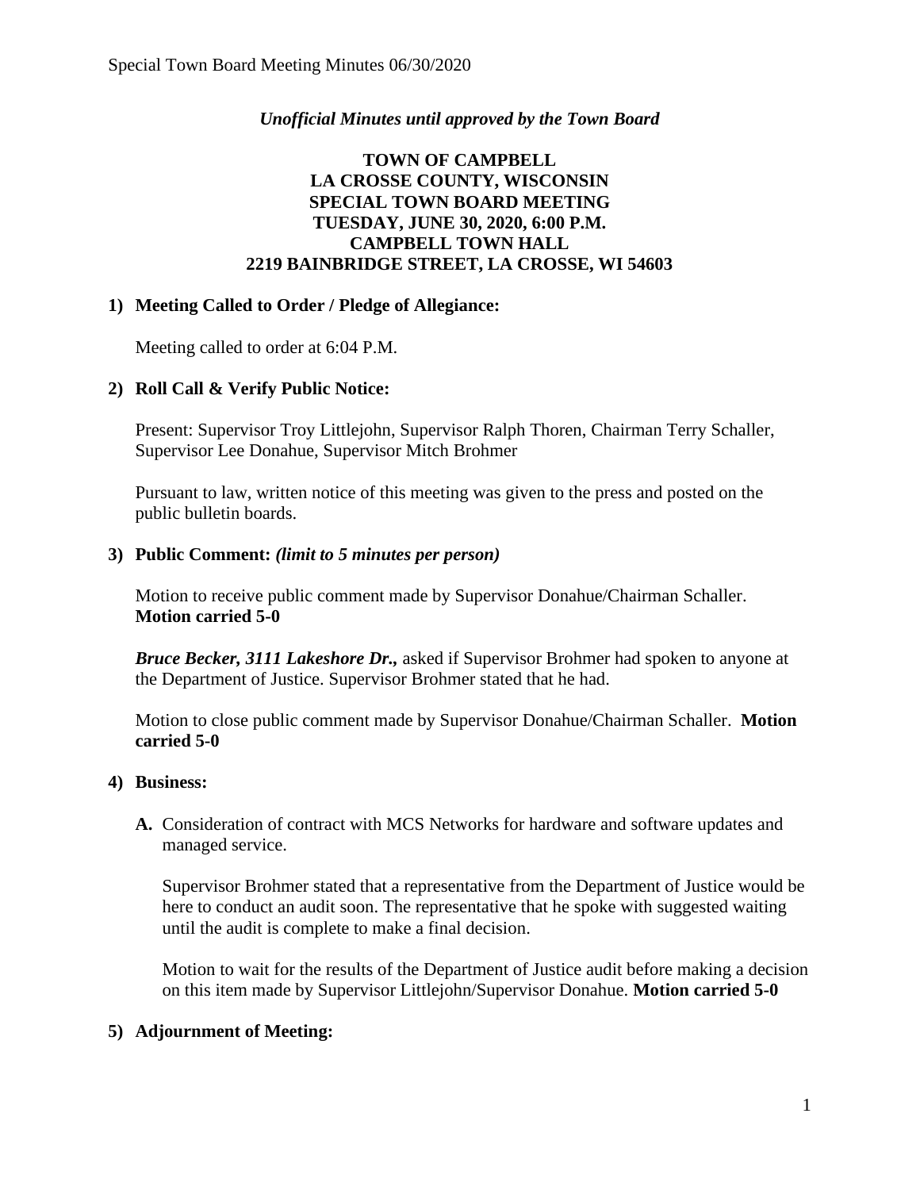*Unofficial Minutes until approved by the Town Board*

**TOWN OF CAMPBELL**
**LA CROSSE COUNTY, WISCONSIN**
**SPECIAL TOWN BOARD MEETING**
**TUESDAY, JUNE 30, 2020, 6:00 P.M.**
**CAMPBELL TOWN HALL**
**2219 BAINBRIDGE STREET, LA CROSSE, WI 54603**

## 1) Meeting Called to Order / Pledge of Allegiance:

Meeting called to order at 6:04 P.M.

## 2) Roll Call & Verify Public Notice:

Present: Supervisor Troy Littlejohn, Supervisor Ralph Thoren, Chairman Terry Schaller, Supervisor Lee Donahue, Supervisor Mitch Brohmer

Pursuant to law, written notice of this meeting was given to the press and posted on the public bulletin boards.

## 3) Public Comment: *(limit to 5 minutes per person)*

Motion to receive public comment made by Supervisor Donahue/Chairman Schaller. **Motion carried 5-0**

***Bruce Becker, 3111 Lakeshore Dr.,*** asked if Supervisor Brohmer had spoken to anyone at the Department of Justice. Supervisor Brohmer stated that he had.

Motion to close public comment made by Supervisor Donahue/Chairman Schaller. **Motion carried 5-0**

## 4) Business:

**A.** Consideration of contract with MCS Networks for hardware and software updates and managed service.

Supervisor Brohmer stated that a representative from the Department of Justice would be here to conduct an audit soon. The representative that he spoke with suggested waiting until the audit is complete to make a final decision.

Motion to wait for the results of the Department of Justice audit before making a decision on this item made by Supervisor Littlejohn/Supervisor Donahue. **Motion carried 5-0**

## 5) Adjournment of Meeting: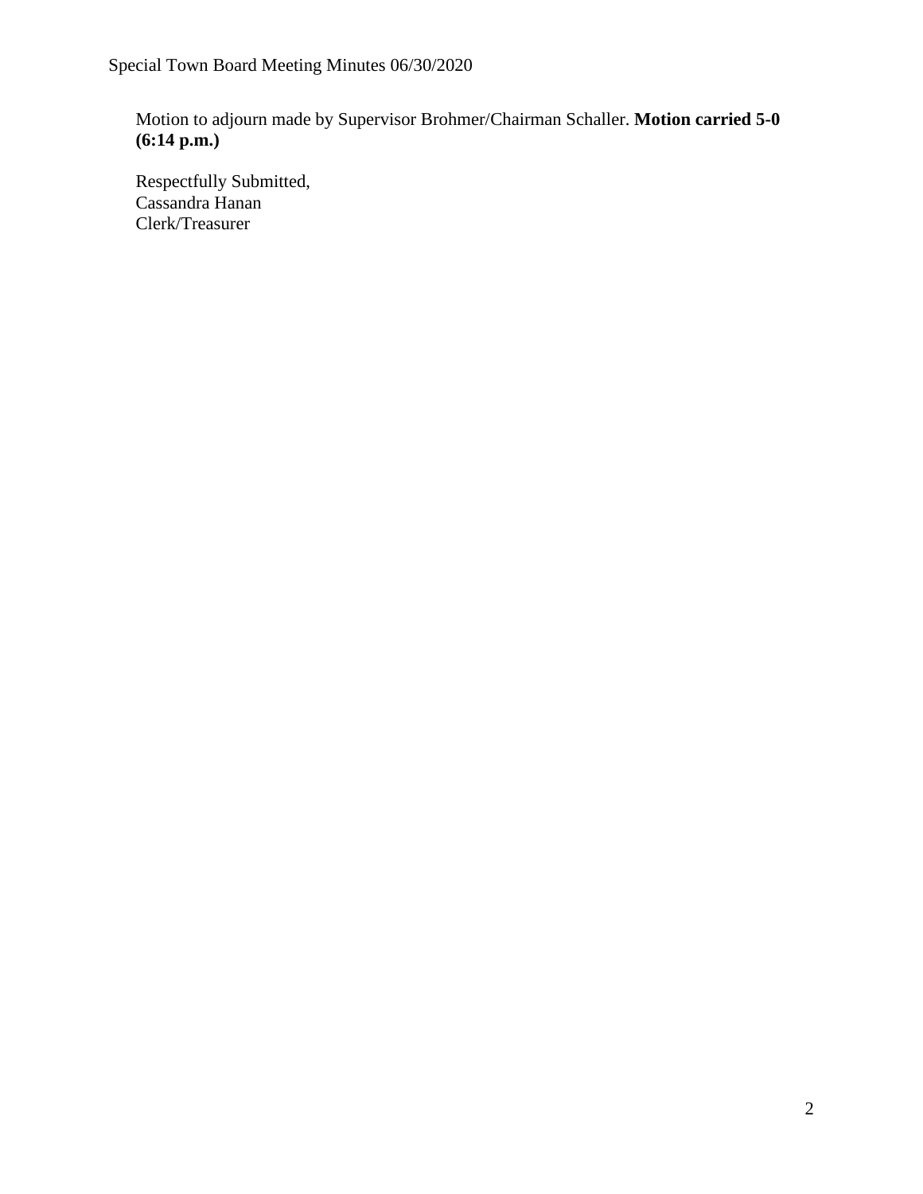Motion to adjourn made by Supervisor Brohmer/Chairman Schaller. **Motion carried 5-0 (6:14 p.m.)**

Respectfully Submitted,
Cassandra Hanan
Clerk/Treasurer